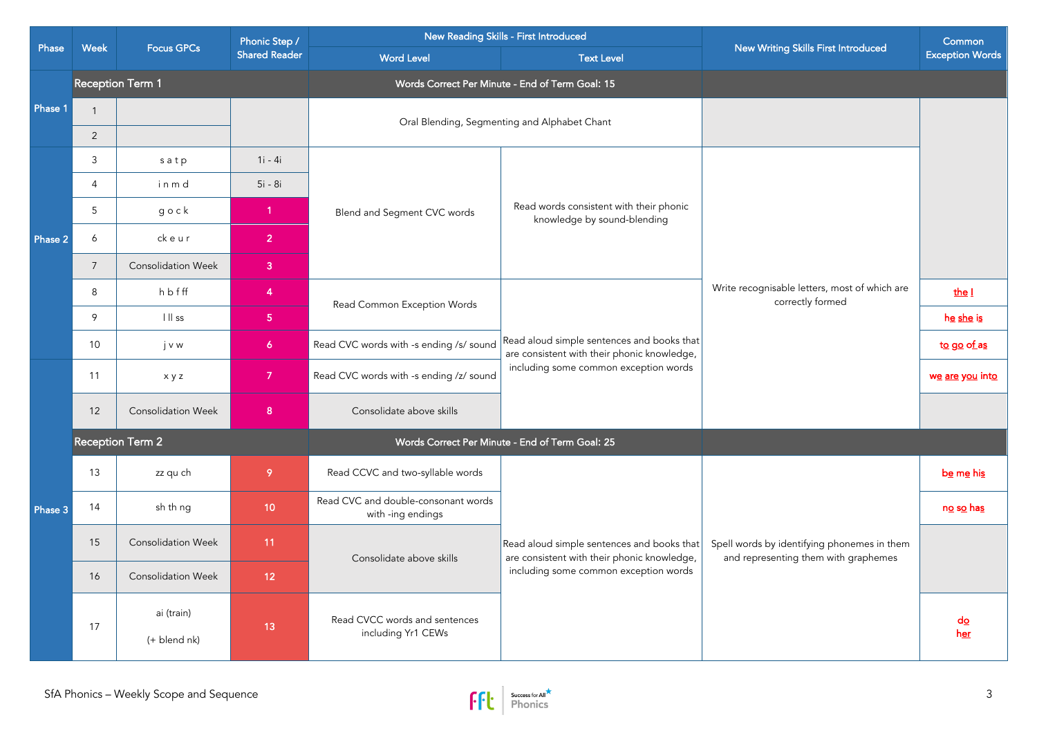| Phase | Week | Focus GPCs | Phonic Step / Shared Reader | New Reading Skills - First Introduced | | New Writing Skills First Introduced | Common Exception Words |
|---|---|---|---|---|---|---|---|
| | | | | Word Level | Text Level | | |
| | Reception Term 1 | | | Words Correct Per Minute - End of Term Goal: 15 | | | |
| Phase 1 | 1 | | | Oral Blending, Segmenting and Alphabet Chant | | | |
| | 2 | | | | | | |
| Phase 2 | 3 | s a t p | 1i - 4i | Blend and Segment CVC words | Read words consistent with their phonic knowledge by sound-blending | Write recognisable letters, most of which are correctly formed | |
| | 4 | i n m d | 5i - 8i | | | | |
| | 5 | g o c k | 1 | | | | |
| | 6 | ck e u r | 2 | | | | |
| | 7 | Consolidation Week | 3 | | | | |
| | 8 | h b f ff | 4 | Read Common Exception Words | Read aloud simple sentences and books that are consistent with their phonic knowledge, including some common exception words | | the I |
| | 9 | l ll ss | 5 | | | | he she is |
| | 10 | j v w | 6 | Read CVC words with -s ending /s/ sound | | | to go of as |
| | 11 | x y z | 7 | Read CVC words with -s ending /z/ sound | | | we are you into |
| | 12 | Consolidation Week | 8 | Consolidate above skills | | | |
| | Reception Term 2 | | | Words Correct Per Minute - End of Term Goal: 25 | | | |
| Phase 3 | 13 | zz qu ch | 9 | Read CCVC and two-syllable words | Read aloud simple sentences and books that are consistent with their phonic knowledge, including some common exception words | Spell words by identifying phonemes in them and representing them with graphemes | be me his |
| | 14 | sh th ng | 10 | Read CVC and double-consonant words with -ing endings | | | no so has |
| | 15 | Consolidation Week | 11 | Consolidate above skills | | | |
| | 16 | Consolidation Week | 12 | | | | |
| | 17 | ai (train) (+ blend nk) | 13 | Read CVCC words and sentences including Yr1 CEWs | | | do her |

SfA Phonics – Weekly Scope and Sequence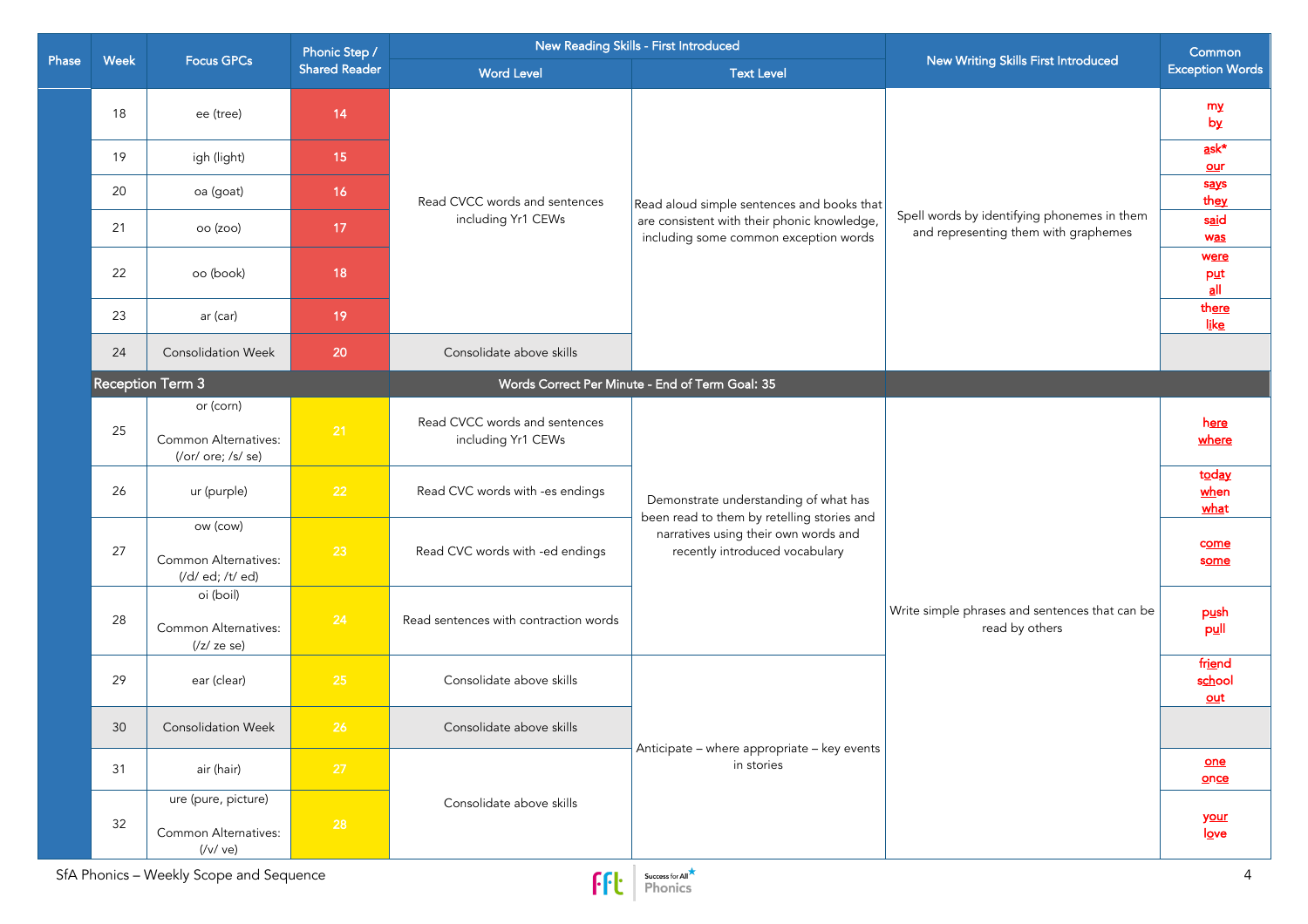| Phase | Week | Focus GPCs | Phonic Step / Shared Reader | New Reading Skills - First Introduced | | New Writing Skills First Introduced | Common Exception Words |
|---|---|---|---|---|---|---|---|
| | | | | Word Level | Text Level | | |
| | 18 | ee (tree) | 14 | Read CVCC words and sentences including Yr1 CEWs | Read aloud simple sentences and books that are consistent with their phonic knowledge, including some common exception words | Spell words by identifying phonemes in them and representing them with graphemes | my by |
| | 19 | igh (light) | 15 | | | | ask* our |
| | 20 | oa (goat) | 16 | | | | says they |
| | 21 | oo (zoo) | 17 | | | | said was |
| | 22 | oo (book) | 18 | | | | were put all |
| | 23 | ar (car) | 19 | | | | there like |
| | 24 | Consolidation Week | 20 | Consolidate above skills | | | |
| | Reception Term 3 | | | Words Correct Per Minute - End of Term Goal: 35 | | | |
| | 25 | or (corn) Common Alternatives: (/or/ ore; /s/ se) | 21 | Read CVCC words and sentences including Yr1 CEWs | Demonstrate understanding of what has been read to them by retelling stories and narratives using their own words and recently introduced vocabulary | Write simple phrases and sentences that can be read by others | here where |
| | 26 | ur (purple) | 22 | Read CVC words with -es endings | | | today when what |
| | 27 | ow (cow) Common Alternatives: (/d/ ed; /t/ ed) | 23 | Read CVC words with -ed endings | | | come some |
| | 28 | oi (boil) Common Alternatives: (/z/ ze se) | 24 | Read sentences with contraction words | | | push pull |
| | 29 | ear (clear) | 25 | Consolidate above skills | Anticipate – where appropriate – key events in stories | | friend school out |
| | 30 | Consolidation Week | 26 | Consolidate above skills | | | |
| | 31 | air (hair) | 27 | Consolidate above skills | | | one once |
| | 32 | ure (pure, picture) Common Alternatives: (/v/ ve) | 28 | | | | your love |

SfA Phonics – Weekly Scope and Sequence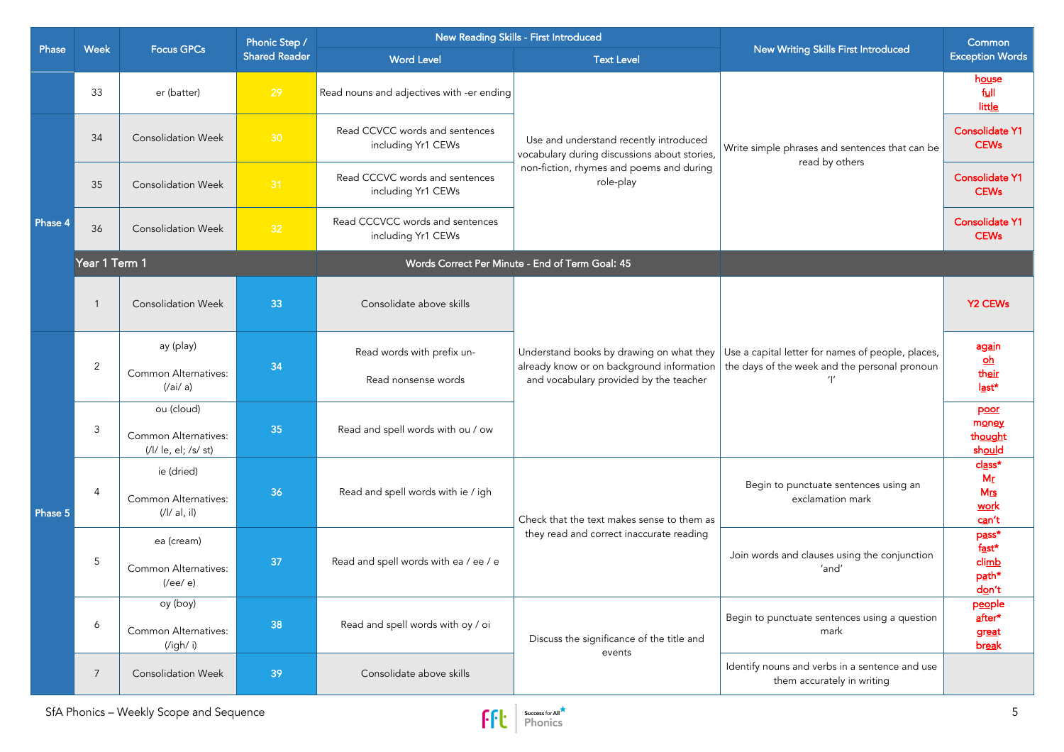| Phase | Week | Focus GPCs | Phonic Step / Shared Reader | New Reading Skills - First Introduced | | New Writing Skills First Introduced | Common Exception Words |
|---|---|---|---|---|---|---|---|
| | | | | Word Level | Text Level | | |
| | 33 | er (batter) | 29 | Read nouns and adjectives with -er ending | Use and understand recently introduced vocabulary during discussions about stories, non-fiction, rhymes and poems and during role-play | Write simple phrases and sentences that can be read by others | house full little |
| Phase 4 | 34 | Consolidation Week | 30 | Read CCVCC words and sentences including Yr1 CEWs | | | Consolidate Y1 CEWs |
| | 35 | Consolidation Week | 31 | Read CCCVC words and sentences including Yr1 CEWs | | | Consolidate Y1 CEWs |
| | 36 | Consolidation Week | 32 | Read CCCVCC words and sentences including Yr1 CEWs | | | Consolidate Y1 CEWs |
| | Year 1 Term 1 | | | Words Correct Per Minute - End of Term Goal: 45 | | | |
| | 1 | Consolidation Week | 33 | Consolidate above skills | Understand books by drawing on what they already know or on background information and vocabulary provided by the teacher | Use a capital letter for names of people, places, the days of the week and the personal pronoun 'I' | Y2 CEWs |
| Phase 5 | 2 | ay (play) Common Alternatives: (/ai/ a) | 34 | Read words with prefix un- Read nonsense words | | | again oh their last* |
| | 3 | ou (cloud) Common Alternatives: (/l/ le, el; /s/ st) | 35 | Read and spell words with ou / ow | | | poor money thought should |
| | 4 | ie (dried) Common Alternatives: (/l/ al, il) | 36 | Read and spell words with ie / igh | Check that the text makes sense to them as they read and correct inaccurate reading | Begin to punctuate sentences using an exclamation mark | class* Mr Mrs work can't |
| | 5 | ea (cream) Common Alternatives: (/ee/ e) | 37 | Read and spell words with ea / ee / e | | Join words and clauses using the conjunction 'and' | pass* fast* climb path* don't |
| | 6 | oy (boy) Common Alternatives: (/igh/ i) | 38 | Read and spell words with oy / oi | Discuss the significance of the title and events | Begin to punctuate sentences using a question mark | people after* great break |
| | 7 | Consolidation Week | 39 | Consolidate above skills | | Identify nouns and verbs in a sentence and use them accurately in writing | |

SfA Phonics – Weekly Scope and Sequence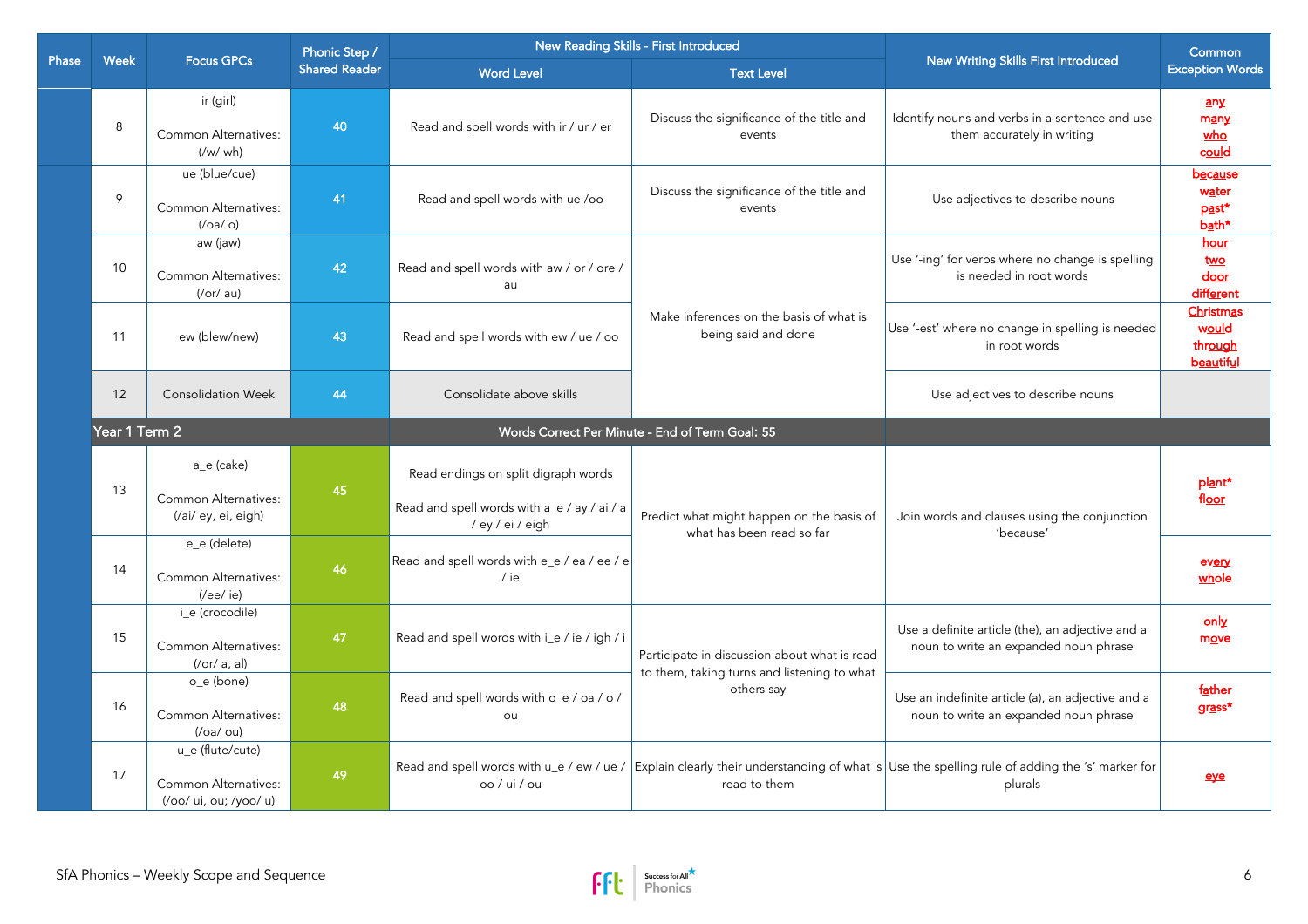| Phase | Week | Focus GPCs | Phonic Step / Shared Reader | New Reading Skills - First Introduced | | New Writing Skills First Introduced | Common Exception Words |
|---|---|---|---|---|---|---|---|
| | | | | Word Level | Text Level | | |
| | 8 | ir (girl)<br><br>Common Alternatives: (/w/ wh) | 40 | Read and spell words with ir / ur / er | Discuss the significance of the title and events | Identify nouns and verbs in a sentence and use them accurately in writing | any<br>many<br>who<br>could |
| | 9 | ue (blue/cue)<br><br>Common Alternatives: (/oa/ o) | 41 | Read and spell words with ue /oo | Discuss the significance of the title and events | Use adjectives to describe nouns | because<br>water<br>past*<br>bath* |
| | 10 | aw (jaw)<br><br>Common Alternatives: (/or/ au) | 42 | Read and spell words with aw / or / ore / au | Make inferences on the basis of what is being said and done | Use '-ing' for verbs where no change is spelling is needed in root words | hour<br>two<br>door<br>different |
| | 11 | ew (blew/new) | 43 | Read and spell words with ew / ue / oo | | Use '-est' where no change in spelling is needed in root words | Christmas<br>would<br>through<br>beautiful |
| | 12 | Consolidation Week | 44 | Consolidate above skills | | Use adjectives to describe nouns | |
| | Year 1 Term 2 | | | Words Correct Per Minute - End of Term Goal: 55 | | | |
| | 13 | a_e (cake)<br><br>Common Alternatives: (/ai/ ey, ei, eigh) | 45 | Read endings on split digraph words<br><br>Read and spell words with a_e / ay / ai / a / ey / ei / eigh | Predict what might happen on the basis of what has been read so far | Join words and clauses using the conjunction 'because' | plant*<br>floor |
| | 14 | e_e (delete)<br><br>Common Alternatives: (/ee/ ie) | 46 | Read and spell words with e_e / ea / ee / e / ie | | | every<br>whole |
| | 15 | i_e (crocodile)<br><br>Common Alternatives: (/or/ a, al) | 47 | Read and spell words with i_e / ie / igh / i | Participate in discussion about what is read to them, taking turns and listening to what others say | Use a definite article (the), an adjective and a noun to write an expanded noun phrase | only<br>move |
| | 16 | o_e (bone)<br><br>Common Alternatives: (/oa/ ou) | 48 | Read and spell words with o_e / oa / o / ou | | Use an indefinite article (a), an adjective and a noun to write an expanded noun phrase | father<br>grass* |
| | 17 | u_e (flute/cute)<br><br>Common Alternatives: (/oo/ ui, ou; /yoo/ u) | 49 | Read and spell words with u_e / ew / ue / oo / ui / ou | Explain clearly their understanding of what is read to them | Use the spelling rule of adding the 's' marker for plurals | eye |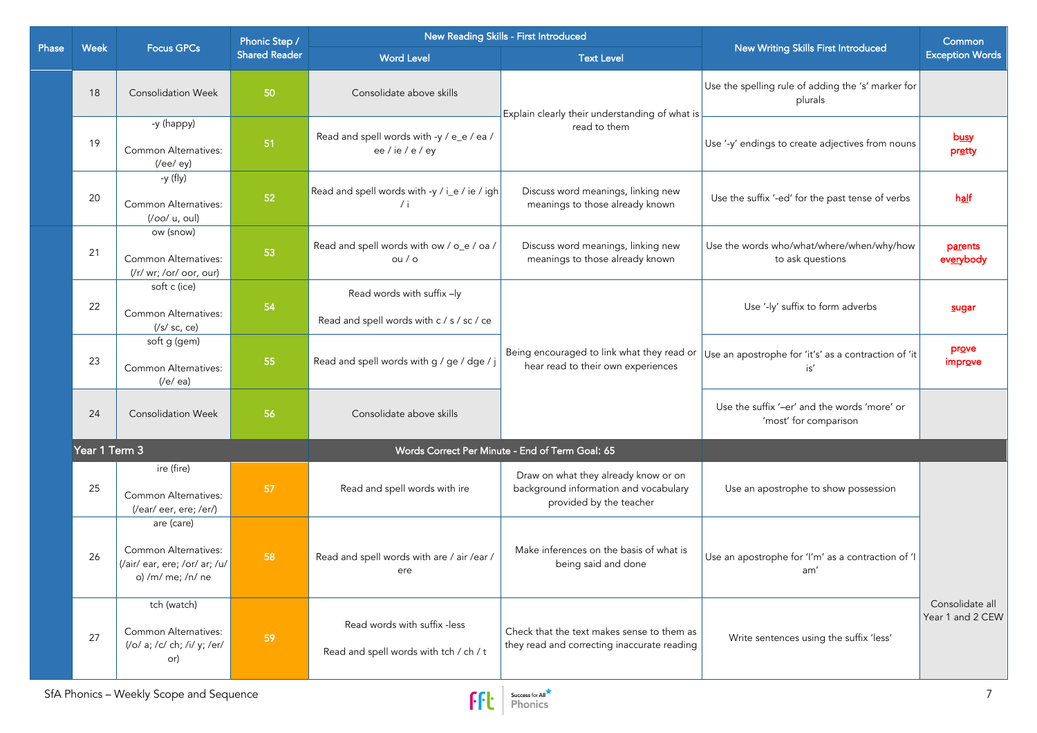| Phase | Week | Focus GPCs | Phonic Step / Shared Reader | New Reading Skills - First Introduced | | New Writing Skills First Introduced | Common Exception Words |
|---|---|---|---|---|---|---|---|
| | | | | Word Level | Text Level | | |
| | 18 | Consolidation Week | 50 | Consolidate above skills | Explain clearly their understanding of what is read to them | Use the spelling rule of adding the 's' marker for plurals | |
| | 19 | -y (happy)<br><br>Common Alternatives: (/ee/ ey) | 51 | Read and spell words with -y / e_e / ea / ee / ie / e / ey | | Use '-y' endings to create adjectives from nouns | busy<br>pretty |
| | 20 | -y (fly)<br><br>Common Alternatives: (/oo/ u, oul) | 52 | Read and spell words with -y / i_e / ie / igh / i | Discuss word meanings, linking new meanings to those already known | Use the suffix '-ed' for the past tense of verbs | half |
| | 21 | ow (snow)<br><br>Common Alternatives: (/r/ wr; /or/ oor, our) | 53 | Read and spell words with ow / o_e / oa / ou / o | Discuss word meanings, linking new meanings to those already known | Use the words who/what/where/when/why/how to ask questions | parents<br>everybody |
| | 22 | soft c (ice)<br><br>Common Alternatives: (/s/ sc, ce) | 54 | Read words with suffix –ly<br><br>Read and spell words with c / s / sc / ce | Being encouraged to link what they read or hear read to their own experiences | Use '-ly' suffix to form adverbs | sugar |
| | 23 | soft g (gem)<br><br>Common Alternatives: (/e/ ea) | 55 | Read and spell words with g / ge / dge / j | | Use an apostrophe for 'it's' as a contraction of 'it is' | prove<br>improve |
| | 24 | Consolidation Week | 56 | Consolidate above skills | | Use the suffix '–er' and the words 'more' or 'most' for comparison | |
| | **Year 1 Term 3** | | | **Words Correct Per Minute - End of Term Goal: 65** | | | |
| | 25 | ire (fire)<br><br>Common Alternatives: (/ear/ eer, ere; /er/) | 57 | Read and spell words with ire | Draw on what they already know or on background information and vocabulary provided by the teacher | Use an apostrophe to show possession | Consolidate all Year 1 and 2 CEW |
| | 26 | are (care)<br><br>Common Alternatives: (/air/ ear, ere; /or/ ar; /u/ o) /m/ me; /n/ ne | 58 | Read and spell words with are / air /ear / ere | Make inferences on the basis of what is being said and done | Use an apostrophe for 'I'm' as a contraction of 'I am' | |
| | 27 | tch (watch)<br><br>Common Alternatives: (/o/ a; /c/ ch; /i/ y; /er/ or) | 59 | Read words with suffix -less<br><br>Read and spell words with tch / ch / t | Check that the text makes sense to them as they read and correcting inaccurate reading | Write sentences using the suffix 'less' | |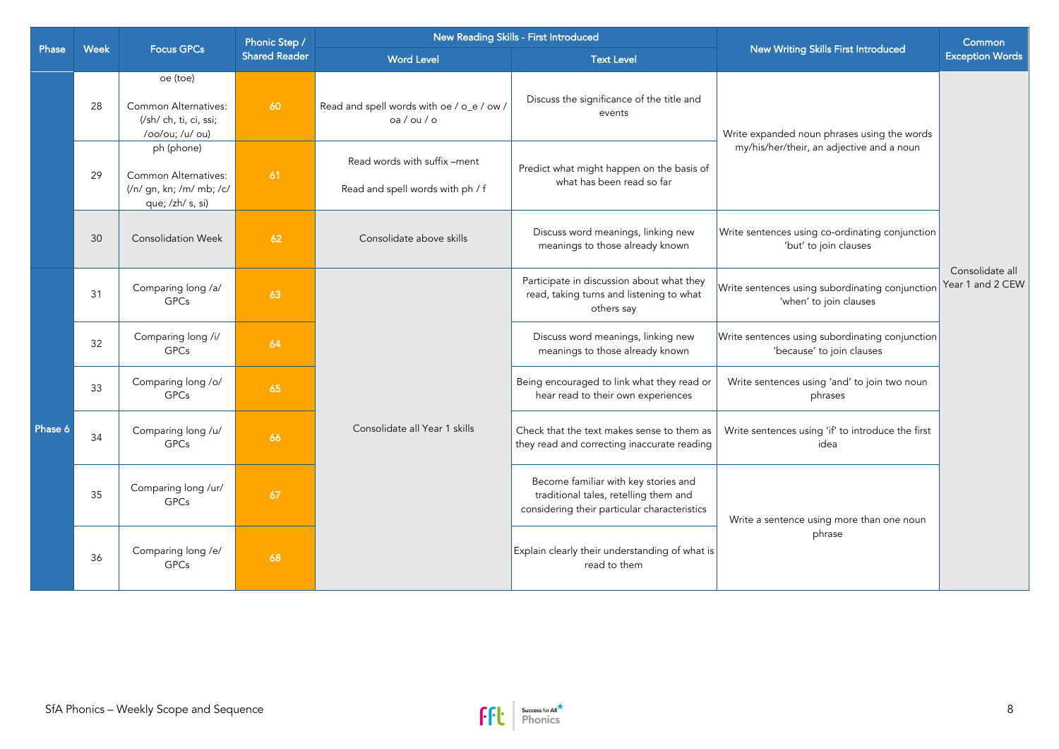| Phase | Week | Focus GPCs | Phonic Step / Shared Reader | New Reading Skills - First Introduced | | New Writing Skills First Introduced | Common Exception Words |
|---|---|---|---|---|---|---|---|
| | | | | Word Level | Text Level | | |
| | 28 | oe (toe)<br><br>Common Alternatives: (/sh/ ch, ti, ci, ssi; /oo/ou; /u/ ou) | 60 | Read and spell words with oe / o_e / ow / oa / ou / o | Discuss the significance of the title and events | Write expanded noun phrases using the words my/his/her/their, an adjective and a noun | Consolidate all Year 1 and 2 CEW |
| | 29 | ph (phone)<br><br>Common Alternatives: (/n/ gn, kn; /m/ mb; /c/ que; /zh/ s, si) | 61 | Read words with suffix –ment<br><br>Read and spell words with ph / f | Predict what might happen on the basis of what has been read so far | | |
| | 30 | Consolidation Week | 62 | Consolidate above skills | Discuss word meanings, linking new meanings to those already known | Write sentences using co-ordinating conjunction 'but' to join clauses | |
| Phase 6 | 31 | Comparing long /a/ GPCs | 63 | Consolidate all Year 1 skills | Participate in discussion about what they read, taking turns and listening to what others say | Write sentences using subordinating conjunction 'when' to join clauses | |
| | 32 | Comparing long /i/ GPCs | 64 | | Discuss word meanings, linking new meanings to those already known | Write sentences using subordinating conjunction 'because' to join clauses | |
| | 33 | Comparing long /o/ GPCs | 65 | | Being encouraged to link what they read or hear read to their own experiences | Write sentences using 'and' to join two noun phrases | |
| | 34 | Comparing long /u/ GPCs | 66 | | Check that the text makes sense to them as they read and correcting inaccurate reading | Write sentences using 'if' to introduce the first idea | |
| | 35 | Comparing long /ur/ GPCs | 67 | | Become familiar with key stories and traditional tales, retelling them and considering their particular characteristics | Write a sentence using more than one noun phrase | |
| | 36 | Comparing long /e/ GPCs | 68 | | Explain clearly their understanding of what is read to them | | |